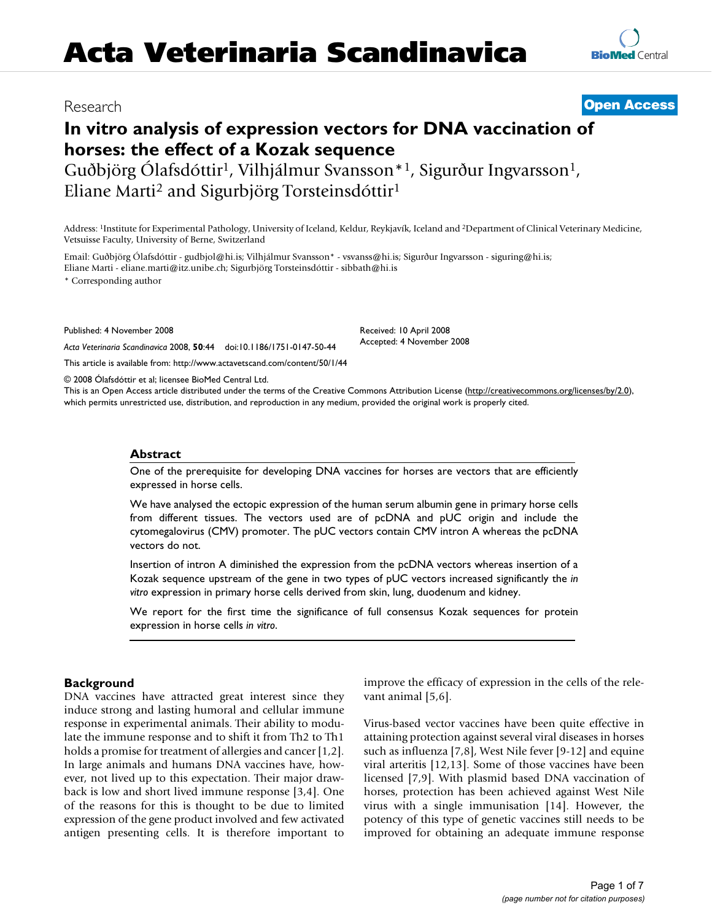Research

**Open Access**

# In vitro analysis of expression vectors for DNA vaccination of horses: the effect of a Kozak sequence

Guðbjörg Ólafsdóttir[1], Vilhjálmur Svansson*[1], Sigurður Ingvarsson[1], Eliane Marti[2] and Sigurbjörg Torsteinsdóttir[1]

Address: [1]Institute for Experimental Pathology, University of Iceland, Keldur, Reykjavík, Iceland and [2]Department of Clinical Veterinary Medicine, Vetsuisse Faculty, University of Berne, Switzerland

Email: Guðbjörg Ólafsdóttir - gudbjol@hi.is; Vilhjálmur Svansson* - vsvanss@hi.is; Sigurður Ingvarsson - siguring@hi.is; Eliane Marti - eliane.marti@itz.unibe.ch; Sigurbjörg Torsteinsdóttir - sibbath@hi.is

* Corresponding author

Published: 4 November 2008

*Acta Veterinaria Scandinavica* 2008, **50**:44 doi:10.1186/1751-0147-50-44

Received: 10 April 2008

Accepted: 4 November 2008

This article is available from: http://www.actavetscand.com/content/50/1/44

© 2008 Ólafsdóttir et al; licensee BioMed Central Ltd.

This is an Open Access article distributed under the terms of the Creative Commons Attribution License (http://creativecommons.org/licenses/by/2.0), which permits unrestricted use, distribution, and reproduction in any medium, provided the original work is properly cited.

## Abstract

One of the prerequisite for developing DNA vaccines for horses are vectors that are efficiently expressed in horse cells.

We have analysed the ectopic expression of the human serum albumin gene in primary horse cells from different tissues. The vectors used are of pcDNA and pUC origin and include the cytomegalovirus (CMV) promoter. The pUC vectors contain CMV intron A whereas the pcDNA vectors do not.

Insertion of intron A diminished the expression from the pcDNA vectors whereas insertion of a Kozak sequence upstream of the gene in two types of pUC vectors increased significantly the *in vitro* expression in primary horse cells derived from skin, lung, duodenum and kidney.

We report for the first time the significance of full consensus Kozak sequences for protein expression in horse cells *in vitro*.

## Background

DNA vaccines have attracted great interest since they induce strong and lasting humoral and cellular immune response in experimental animals. Their ability to modulate the immune response and to shift it from Th2 to Th1 holds a promise for treatment of allergies and cancer [1,2]. In large animals and humans DNA vaccines have, however, not lived up to this expectation. Their major drawback is low and short lived immune response [3,4]. One of the reasons for this is thought to be due to limited expression of the gene product involved and few activated antigen presenting cells. It is therefore important to improve the efficacy of expression in the cells of the relevant animal [5,6].

Virus-based vector vaccines have been quite effective in attaining protection against several viral diseases in horses such as influenza [7,8], West Nile fever [9-12] and equine viral arteritis [12,13]. Some of those vaccines have been licensed [7,9]. With plasmid based DNA vaccination of horses, protection has been achieved against West Nile virus with a single immunisation [14]. However, the potency of this type of genetic vaccines still needs to be improved for obtaining an adequate immune response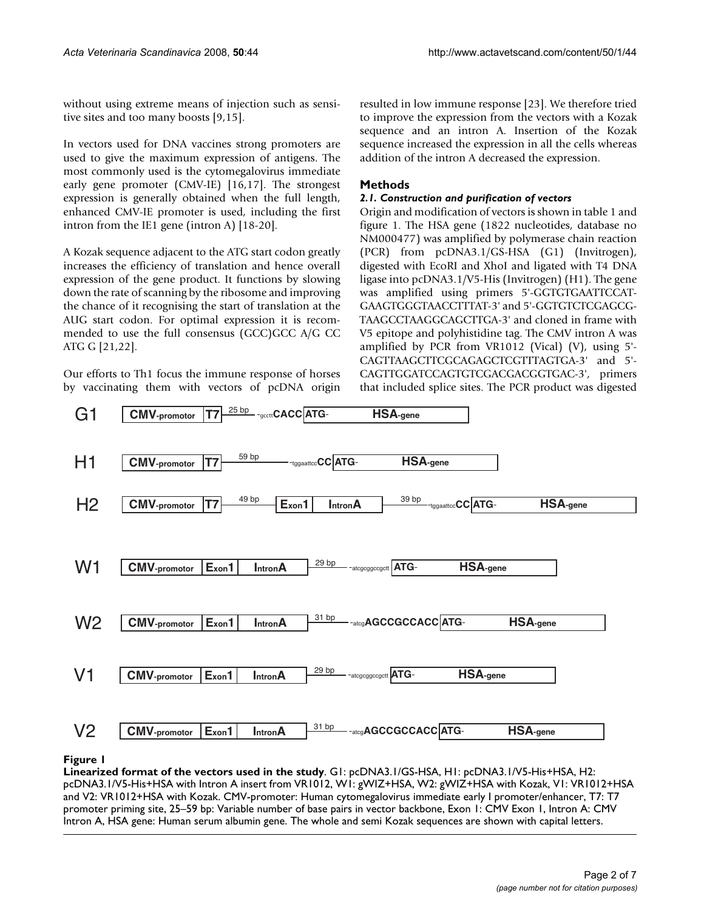without using extreme means of injection such as sensitive sites and too many boosts [9,15].

In vectors used for DNA vaccines strong promoters are used to give the maximum expression of antigens. The most commonly used is the cytomegalovirus immediate early gene promoter (CMV-IE) [16,17]. The strongest expression is generally obtained when the full length, enhanced CMV-IE promoter is used, including the first intron from the IE1 gene (intron A) [18-20].

A Kozak sequence adjacent to the ATG start codon greatly increases the efficiency of translation and hence overall expression of the gene product. It functions by slowing down the rate of scanning by the ribosome and improving the chance of it recognising the start of translation at the AUG start codon. For optimal expression it is recommended to use the full consensus (GCC)GCC A/G CC ATG G [21,22].

Our efforts to Th1 focus the immune response of horses by vaccinating them with vectors of pcDNA origin resulted in low immune response [23]. We therefore tried to improve the expression from the vectors with a Kozak sequence and an intron A. Insertion of the Kozak sequence increased the expression in all the cells whereas addition of the intron A decreased the expression.

## Methods

### *2.1. Construction and purification of vectors*

Origin and modification of vectors is shown in table 1 and figure 1. The HSA gene (1822 nucleotides, database no NM000477) was amplified by polymerase chain reaction (PCR) from pcDNA3.1/GS-HSA (G1) (Invitrogen), digested with EcoRI and XhoI and ligated with T4 DNA ligase into pcDNA3.1/V5-His (Invitrogen) (H1). The gene was amplified using primers 5'-GGTGTGAATTCCAT-GAAGTGGGTAACCTTTAT-3' and 5'-GGTGTCTCGAGCG-TAAGCCTAAGGCAGCTTGA-3' and cloned in frame with V5 epitope and polyhistidine tag. The CMV intron A was amplified by PCR from VR1012 (Vical) (V), using 5'-CAGTTAAGCTTCGCAGAGCTCGTTTAGTGA-3' and 5'-CAGTTGGATCCAGTGTCGACGACGGTGAC-3', primers that included splice sites. The PCR product was digested

**Figure 1**

**Linearized format of the vectors used in the study**. G1: pcDNA3.1/GS-HSA, H1: pcDNA3.1/V5-His+HSA, H2: pcDNA3.1/V5-His+HSA with Intron A insert from VR1012, W1: gWIZ+HSA, W2: gWIZ+HSA with Kozak, V1: VR1012+HSA and V2: VR1012+HSA with Kozak. CMV-promoter: Human cytomegalovirus immediate early I promoter/enhancer, T7: T7 promoter priming site, 25–59 bp: Variable number of base pairs in vector backbone, Exon 1: CMV Exon 1, Intron A: CMV Intron A, HSA gene: Human serum albumin gene. The whole and semi Kozak sequences are shown with capital letters.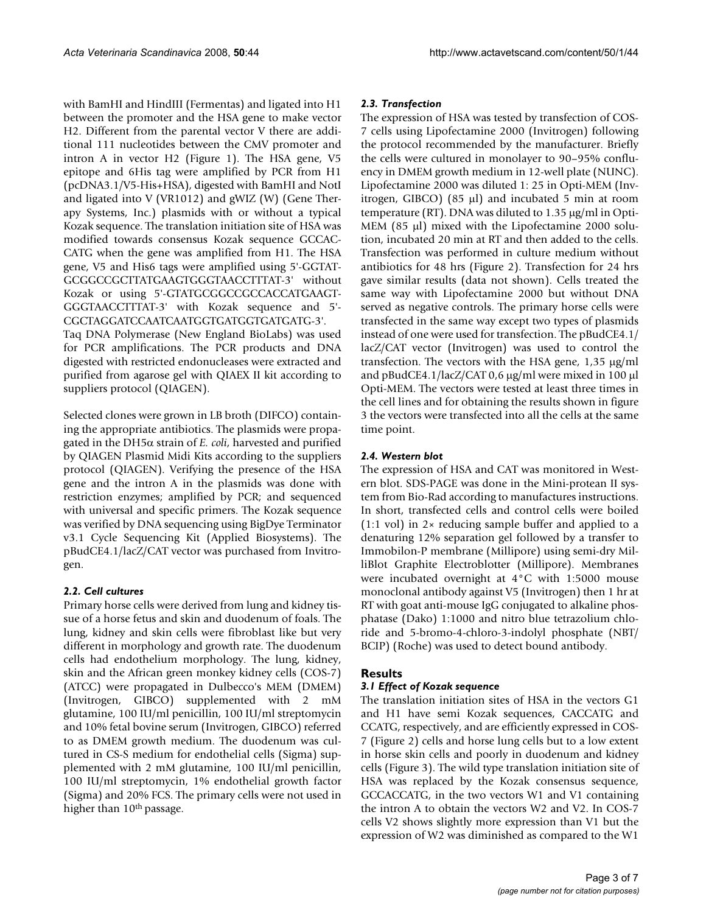with BamHI and HindIII (Fermentas) and ligated into H1 between the promoter and the HSA gene to make vector H2. Different from the parental vector V there are additional 111 nucleotides between the CMV promoter and intron A in vector H2 (Figure 1). The HSA gene, V5 epitope and 6His tag were amplified by PCR from H1 (pcDNA3.1/V5-His+HSA), digested with BamHI and NotI and ligated into V (VR1012) and gWIZ (W) (Gene Therapy Systems, Inc.) plasmids with or without a typical Kozak sequence. The translation initiation site of HSA was modified towards consensus Kozak sequence GCCACCATG when the gene was amplified from H1. The HSA gene, V5 and His6 tags were amplified using 5'-GGTATGCGGCCGCTTATGAAGTGGGTAACCTTTAT-3' without Kozak or using 5'-GTATGCGGCCGCCACCATGAAGTGGGTAACCTTTAT-3' with Kozak sequence and 5'-CGCTAGGATCCAATCAATGGTGATGGTGATGATG-3'. Taq DNA Polymerase (New England BioLabs) was used for PCR amplifications. The PCR products and DNA digested with restricted endonucleases were extracted and purified from agarose gel with QIAEX II kit according to suppliers protocol (QIAGEN).

Selected clones were grown in LB broth (DIFCO) containing the appropriate antibiotics. The plasmids were propagated in the DH5α strain of *E. coli*, harvested and purified by QIAGEN Plasmid Midi Kits according to the suppliers protocol (QIAGEN). Verifying the presence of the HSA gene and the intron A in the plasmids was done with restriction enzymes; amplified by PCR; and sequenced with universal and specific primers. The Kozak sequence was verified by DNA sequencing using BigDye Terminator v3.1 Cycle Sequencing Kit (Applied Biosystems). The pBudCE4.1/lacZ/CAT vector was purchased from Invitrogen.

### *2.2. Cell cultures*

Primary horse cells were derived from lung and kidney tissue of a horse fetus and skin and duodenum of foals. The lung, kidney and skin cells were fibroblast like but very different in morphology and growth rate. The duodenum cells had endothelium morphology. The lung, kidney, skin and the African green monkey kidney cells (COS-7) (ATCC) were propagated in Dulbecco's MEM (DMEM) (Invitrogen, GIBCO) supplemented with 2 mM glutamine, 100 IU/ml penicillin, 100 IU/ml streptomycin and 10% fetal bovine serum (Invitrogen, GIBCO) referred to as DMEM growth medium. The duodenum was cultured in CS-S medium for endothelial cells (Sigma) supplemented with 2 mM glutamine, 100 IU/ml penicillin, 100 IU/ml streptomycin, 1% endothelial growth factor (Sigma) and 20% FCS. The primary cells were not used in higher than 10th passage.

### *2.3. Transfection*

The expression of HSA was tested by transfection of COS-7 cells using Lipofectamine 2000 (Invitrogen) following the protocol recommended by the manufacturer. Briefly the cells were cultured in monolayer to 90–95% confluency in DMEM growth medium in 12-well plate (NUNC). Lipofectamine 2000 was diluted 1: 25 in Opti-MEM (Invitrogen, GIBCO) (85 μl) and incubated 5 min at room temperature (RT). DNA was diluted to 1.35 μg/ml in Opti-MEM (85 μl) mixed with the Lipofectamine 2000 solution, incubated 20 min at RT and then added to the cells. Transfection was performed in culture medium without antibiotics for 48 hrs (Figure 2). Transfection for 24 hrs gave similar results (data not shown). Cells treated the same way with Lipofectamine 2000 but without DNA served as negative controls. The primary horse cells were transfected in the same way except two types of plasmids instead of one were used for transfection. The pBudCE4.1/lacZ/CAT vector (Invitrogen) was used to control the transfection. The vectors with the HSA gene, 1,35 μg/ml and pBudCE4.1/lacZ/CAT 0,6 μg/ml were mixed in 100 μl Opti-MEM. The vectors were tested at least three times in the cell lines and for obtaining the results shown in figure 3 the vectors were transfected into all the cells at the same time point.

### *2.4. Western blot*

The expression of HSA and CAT was monitored in Western blot. SDS-PAGE was done in the Mini-protean II system from Bio-Rad according to manufactures instructions. In short, transfected cells and control cells were boiled (1:1 vol) in 2× reducing sample buffer and applied to a denaturing 12% separation gel followed by a transfer to Immobilon-P membrane (Millipore) using semi-dry MilliBlot Graphite Electroblotter (Millipore). Membranes were incubated overnight at 4°C with 1:5000 mouse monoclonal antibody against V5 (Invitrogen) then 1 hr at RT with goat anti-mouse IgG conjugated to alkaline phosphatase (Dako) 1:1000 and nitro blue tetrazolium chloride and 5-bromo-4-chloro-3-indolyl phosphate (NBT/BCIP) (Roche) was used to detect bound antibody.

## Results

### *3.1 Effect of Kozak sequence*

The translation initiation sites of HSA in the vectors G1 and H1 have semi Kozak sequences, CACCATG and CCATG, respectively, and are efficiently expressed in COS-7 (Figure 2) cells and horse lung cells but to a low extent in horse skin cells and poorly in duodenum and kidney cells (Figure 3). The wild type translation initiation site of HSA was replaced by the Kozak consensus sequence, GCCACCATG, in the two vectors W1 and V1 containing the intron A to obtain the vectors W2 and V2. In COS-7 cells V2 shows slightly more expression than V1 but the expression of W2 was diminished as compared to the W1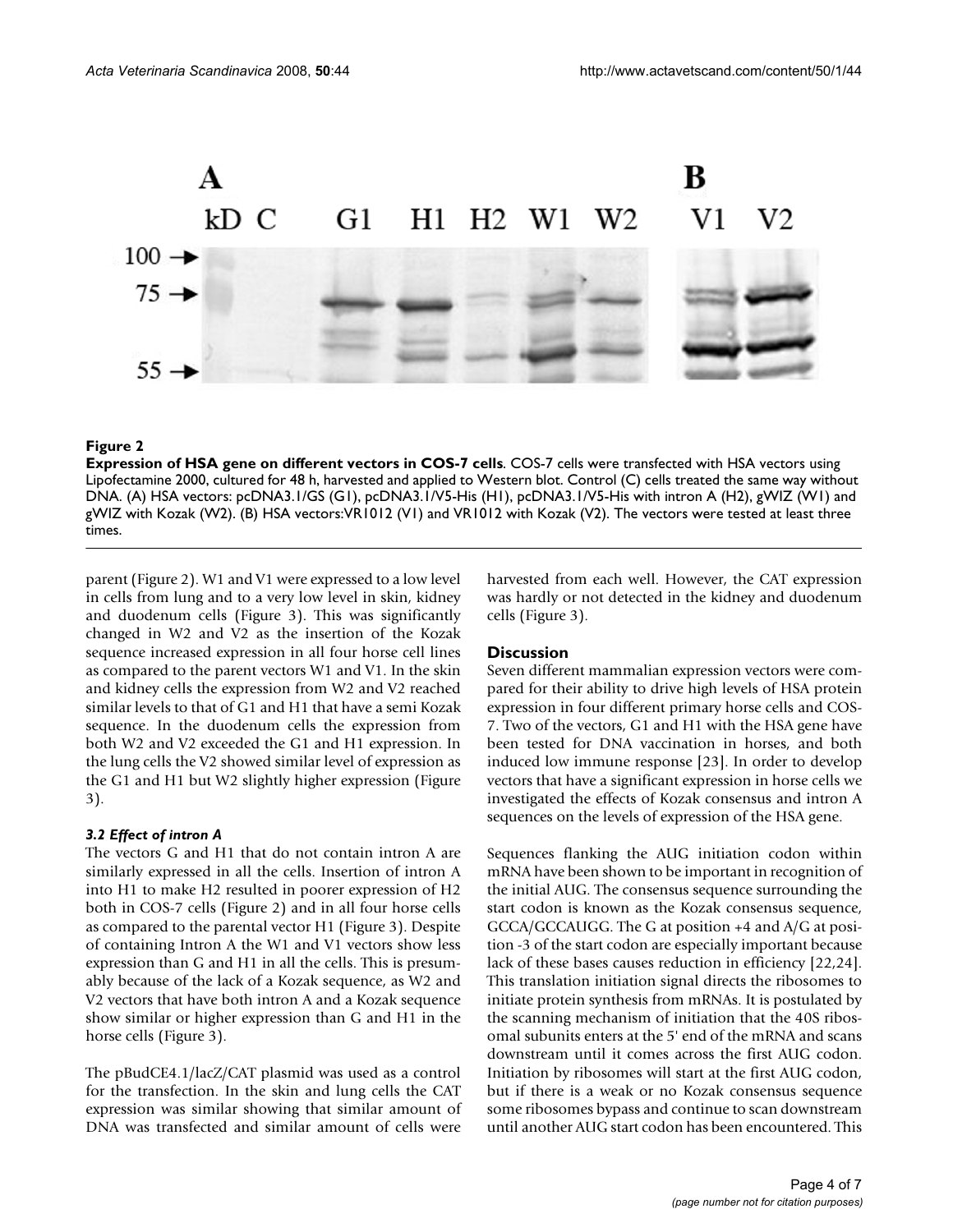**Figure 2**

**Expression of HSA gene on different vectors in COS-7 cells**. COS-7 cells were transfected with HSA vectors using Lipofectamine 2000, cultured for 48 h, harvested and applied to Western blot. Control (C) cells treated the same way without DNA. (A) HSA vectors: pcDNA3.1/GS (G1), pcDNA3.1/V5-His (H1), pcDNA3.1/V5-His with intron A (H2), gWIZ (W1) and gWIZ with Kozak (W2). (B) HSA vectors:VR1012 (V1) and VR1012 with Kozak (V2). The vectors were tested at least three times.

parent (Figure 2). W1 and V1 were expressed to a low level in cells from lung and to a very low level in skin, kidney and duodenum cells (Figure 3). This was significantly changed in W2 and V2 as the insertion of the Kozak sequence increased expression in all four horse cell lines as compared to the parent vectors W1 and V1. In the skin and kidney cells the expression from W2 and V2 reached similar levels to that of G1 and H1 that have a semi Kozak sequence. In the duodenum cells the expression from both W2 and V2 exceeded the G1 and H1 expression. In the lung cells the V2 showed similar level of expression as the G1 and H1 but W2 slightly higher expression (Figure 3).

### *3.2 Effect of intron A*

The vectors G and H1 that do not contain intron A are similarly expressed in all the cells. Insertion of intron A into H1 to make H2 resulted in poorer expression of H2 both in COS-7 cells (Figure 2) and in all four horse cells as compared to the parental vector H1 (Figure 3). Despite of containing Intron A the W1 and V1 vectors show less expression than G and H1 in all the cells. This is presumably because of the lack of a Kozak sequence, as W2 and V2 vectors that have both intron A and a Kozak sequence show similar or higher expression than G and H1 in the horse cells (Figure 3).

The pBudCE4.1/lacZ/CAT plasmid was used as a control for the transfection. In the skin and lung cells the CAT expression was similar showing that similar amount of DNA was transfected and similar amount of cells were harvested from each well. However, the CAT expression was hardly or not detected in the kidney and duodenum cells (Figure 3).

## Discussion

Seven different mammalian expression vectors were compared for their ability to drive high levels of HSA protein expression in four different primary horse cells and COS-7. Two of the vectors, G1 and H1 with the HSA gene have been tested for DNA vaccination in horses, and both induced low immune response [23]. In order to develop vectors that have a significant expression in horse cells we investigated the effects of Kozak consensus and intron A sequences on the levels of expression of the HSA gene.

Sequences flanking the AUG initiation codon within mRNA have been shown to be important in recognition of the initial AUG. The consensus sequence surrounding the start codon is known as the Kozak consensus sequence, GCCA/GCCAUGG. The G at position +4 and A/G at position -3 of the start codon are especially important because lack of these bases causes reduction in efficiency [22,24]. This translation initiation signal directs the ribosomes to initiate protein synthesis from mRNAs. It is postulated by the scanning mechanism of initiation that the 40S ribosomal subunits enters at the 5' end of the mRNA and scans downstream until it comes across the first AUG codon. Initiation by ribosomes will start at the first AUG codon, but if there is a weak or no Kozak consensus sequence some ribosomes bypass and continue to scan downstream until another AUG start codon has been encountered. This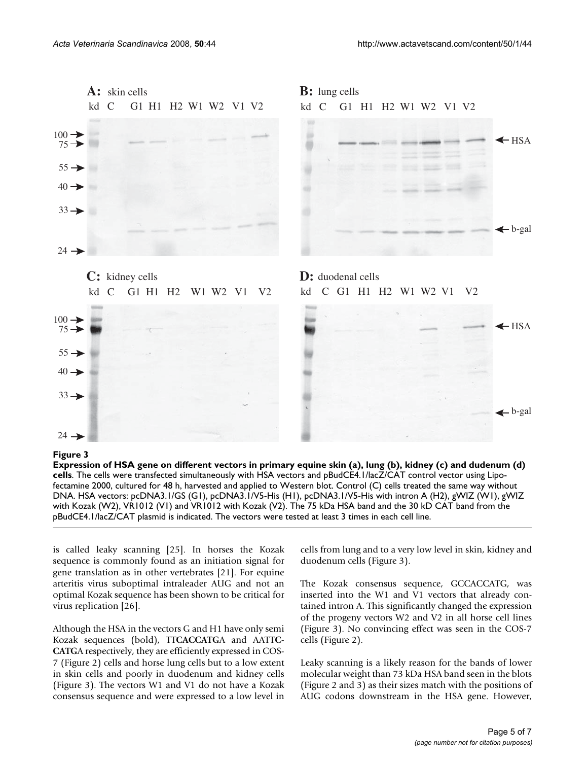**Figure 3**

**Expression of HSA gene on different vectors in primary equine skin (a), lung (b), kidney (c) and dudenum (d) cells**. The cells were transfected simultaneously with HSA vectors and pBudCE4.1/lacZ/CAT control vector using Lipofectamine 2000, cultured for 48 h, harvested and applied to Western blot. Control (C) cells treated the same way without DNA. HSA vectors: pcDNA3.1/GS (G1), pcDNA3.1/V5-His (H1), pcDNA3.1/V5-His with intron A (H2), gWIZ (W1), gWIZ with Kozak (W2), VR1012 (V1) and VR1012 with Kozak (V2). The 75 kDa HSA band and the 30 kD CAT band from the pBudCE4.1/lacZ/CAT plasmid is indicated. The vectors were tested at least 3 times in each cell line.

is called leaky scanning [25]. In horses the Kozak sequence is commonly found as an initiation signal for gene translation as in other vertebrates [21]. For equine arteritis virus suboptimal intraleader AUG and not an optimal Kozak sequence has been shown to be critical for virus replication [26].

Although the HSA in the vectors G and H1 have only semi Kozak sequences (bold), TT**CACCATG**A and AATTC-**CATG**A respectively, they are efficiently expressed in COS-7 (Figure 2) cells and horse lung cells but to a low extent in skin cells and poorly in duodenum and kidney cells (Figure 3). The vectors W1 and V1 do not have a Kozak consensus sequence and were expressed to a low level in cells from lung and to a very low level in skin, kidney and duodenum cells (Figure 3).

The Kozak consensus sequence, GCCACCATG, was inserted into the W1 and V1 vectors that already contained intron A. This significantly changed the expression of the progeny vectors W2 and V2 in all horse cell lines (Figure 3). No convincing effect was seen in the COS-7 cells (Figure 2).

Leaky scanning is a likely reason for the bands of lower molecular weight than 73 kDa HSA band seen in the blots (Figure 2 and 3) as their sizes match with the positions of AUG codons downstream in the HSA gene. However,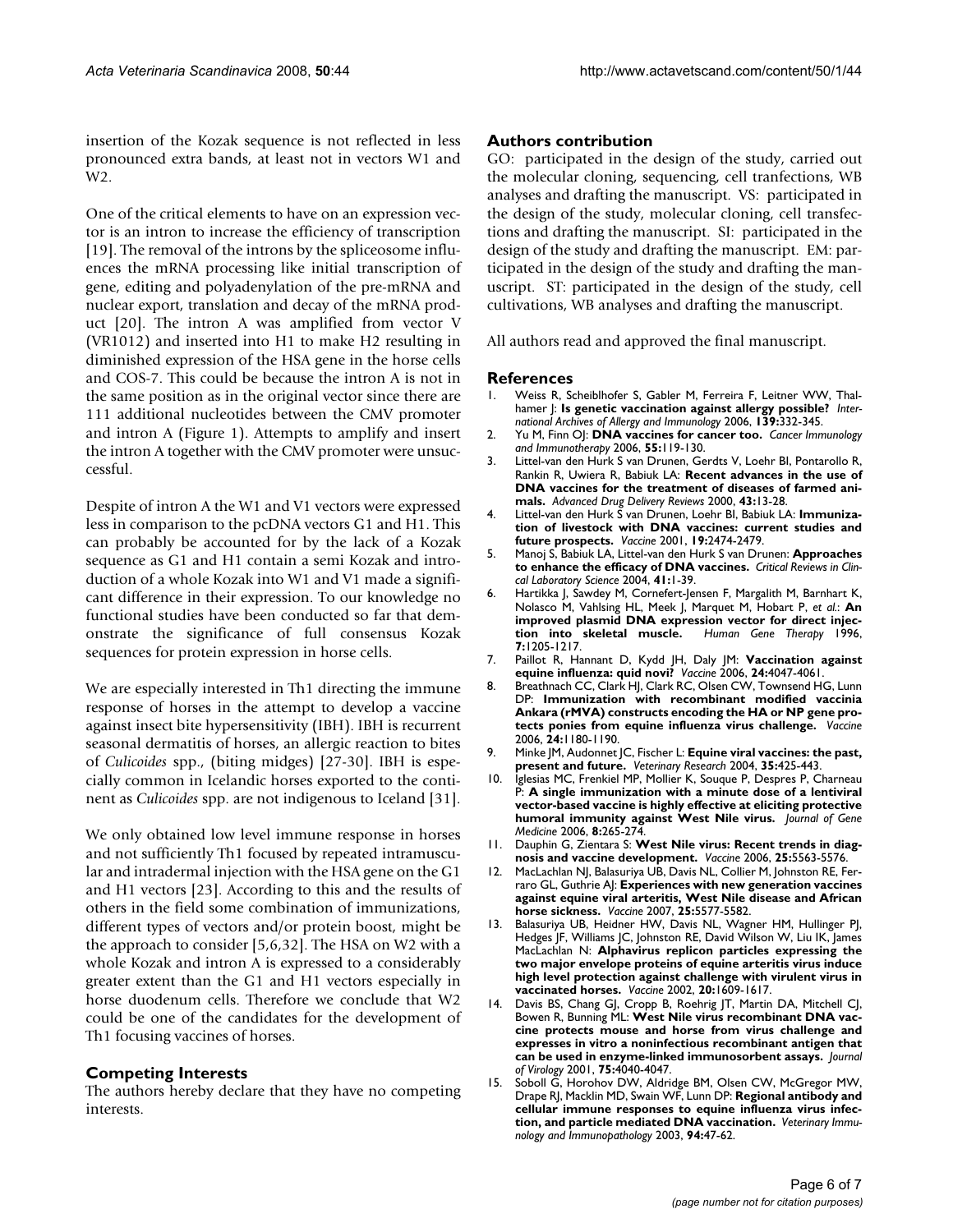insertion of the Kozak sequence is not reflected in less pronounced extra bands, at least not in vectors W1 and W2.

One of the critical elements to have on an expression vector is an intron to increase the efficiency of transcription [19]. The removal of the introns by the spliceosome influences the mRNA processing like initial transcription of gene, editing and polyadenylation of the pre-mRNA and nuclear export, translation and decay of the mRNA product [20]. The intron A was amplified from vector V (VR1012) and inserted into H1 to make H2 resulting in diminished expression of the HSA gene in the horse cells and COS-7. This could be because the intron A is not in the same position as in the original vector since there are 111 additional nucleotides between the CMV promoter and intron A (Figure 1). Attempts to amplify and insert the intron A together with the CMV promoter were unsuccessful.

Despite of intron A the W1 and V1 vectors were expressed less in comparison to the pcDNA vectors G1 and H1. This can probably be accounted for by the lack of a Kozak sequence as G1 and H1 contain a semi Kozak and introduction of a whole Kozak into W1 and V1 made a significant difference in their expression. To our knowledge no functional studies have been conducted so far that demonstrate the significance of full consensus Kozak sequences for protein expression in horse cells.

We are especially interested in Th1 directing the immune response of horses in the attempt to develop a vaccine against insect bite hypersensitivity (IBH). IBH is recurrent seasonal dermatitis of horses, an allergic reaction to bites of *Culicoides* spp., (biting midges) [27-30]. IBH is especially common in Icelandic horses exported to the continent as *Culicoides* spp. are not indigenous to Iceland [31].

We only obtained low level immune response in horses and not sufficiently Th1 focused by repeated intramuscular and intradermal injection with the HSA gene on the G1 and H1 vectors [23]. According to this and the results of others in the field some combination of immunizations, different types of vectors and/or protein boost, might be the approach to consider [5,6,32]. The HSA on W2 with a whole Kozak and intron A is expressed to a considerably greater extent than the G1 and H1 vectors especially in horse duodenum cells. Therefore we conclude that W2 could be one of the candidates for the development of Th1 focusing vaccines of horses.

## Competing Interests

The authors hereby declare that they have no competing interests.

## Authors contribution

GO: participated in the design of the study, carried out the molecular cloning, sequencing, cell tranfections, WB analyses and drafting the manuscript. VS: participated in the design of the study, molecular cloning, cell transfections and drafting the manuscript. SI: participated in the design of the study and drafting the manuscript. EM: participated in the design of the study and drafting the manuscript. ST: participated in the design of the study, cell cultivations, WB analyses and drafting the manuscript.

All authors read and approved the final manuscript.

## References

1. Weiss R, Scheiblhofer S, Gabler M, Ferreira F, Leitner WW, Thalhamer J: **Is genetic vaccination against allergy possible?** *International Archives of Allergy and Immunology* 2006, **139:**332-345.
2. Yu M, Finn OJ: **DNA vaccines for cancer too.** *Cancer Immunology and Immunotherapy* 2006, **55:**119-130.
3. Littel-van den Hurk S van Drunen, Gerdts V, Loehr BI, Pontarollo R, Rankin R, Uwiera R, Babiuk LA: **Recent advances in the use of DNA vaccines for the treatment of diseases of farmed animals.** *Advanced Drug Delivery Reviews* 2000, **43:**13-28.
4. Littel-van den Hurk S van Drunen, Loehr BI, Babiuk LA: **Immunization of livestock with DNA vaccines: current studies and future prospects.** *Vaccine* 2001, **19:**2474-2479.
5. Manoj S, Babiuk LA, Littel-van den Hurk S van Drunen: **Approaches to enhance the efficacy of DNA vaccines.** *Critical Reviews in Clincal Laboratory Science* 2004, **41:**1-39.
6. Hartikka J, Sawdey M, Cornefert-Jensen F, Margalith M, Barnhart K, Nolasco M, Vahlsing HL, Meek J, Marquet M, Hobart P, *et al.*: **An improved plasmid DNA expression vector for direct injection into skeletal muscle.** *Human Gene Therapy* 1996, **7:**1205-1217.
7. Paillot R, Hannant D, Kydd JH, Daly JM: **Vaccination against equine influenza: quid novi?** *Vaccine* 2006, **24:**4047-4061.
8. Breathnach CC, Clark HJ, Clark RC, Olsen CW, Townsend HG, Lunn DP: **Immunization with recombinant modified vaccinia Ankara (rMVA) constructs encoding the HA or NP gene protects ponies from equine influenza virus challenge.** *Vaccine* 2006, **24:**1180-1190.
9. Minke JM, Audonnet JC, Fischer L: **Equine viral vaccines: the past, present and future.** *Veterinary Research* 2004, **35:**425-443.
10. Iglesias MC, Frenkiel MP, Mollier K, Souque P, Despres P, Charneau P: **A single immunization with a minute dose of a lentiviral vector-based vaccine is highly effective at eliciting protective humoral immunity against West Nile virus.** *Journal of Gene Medicine* 2006, **8:**265-274.
11. Dauphin G, Zientara S: **West Nile virus: Recent trends in diagnosis and vaccine development.** *Vaccine* 2006, **25:**5563-5576.
12. MacLachlan NJ, Balasuriya UB, Davis NL, Collier M, Johnston RE, Ferraro GL, Guthrie AJ: **Experiences with new generation vaccines against equine viral arteritis, West Nile disease and African horse sickness.** *Vaccine* 2007, **25:**5577-5582.
13. Balasuriya UB, Heidner HW, Davis NL, Wagner HM, Hullinger PJ, Hedges JF, Williams JC, Johnston RE, David Wilson W, Liu IK, James MacLachlan N: **Alphavirus replicon particles expressing the two major envelope proteins of equine arteritis virus induce high level protection against challenge with virulent virus in vaccinated horses.** *Vaccine* 2002, **20:**1609-1617.
14. Davis BS, Chang GJ, Cropp B, Roehrig JT, Martin DA, Mitchell CJ, Bowen R, Bunning ML: **West Nile virus recombinant DNA vaccine protects mouse and horse from virus challenge and expresses in vitro a noninfectious recombinant antigen that can be used in enzyme-linked immunosorbent assays.** *Journal of Virology* 2001, **75:**4040-4047.
15. Soboll G, Horohov DW, Aldridge BM, Olsen CW, McGregor MW, Drape RJ, Macklin MD, Swain WF, Lunn DP: **Regional antibody and cellular immune responses to equine influenza virus infection, and particle mediated DNA vaccination.** *Veterinary Immunology and Immunopathology* 2003, **94:**47-62.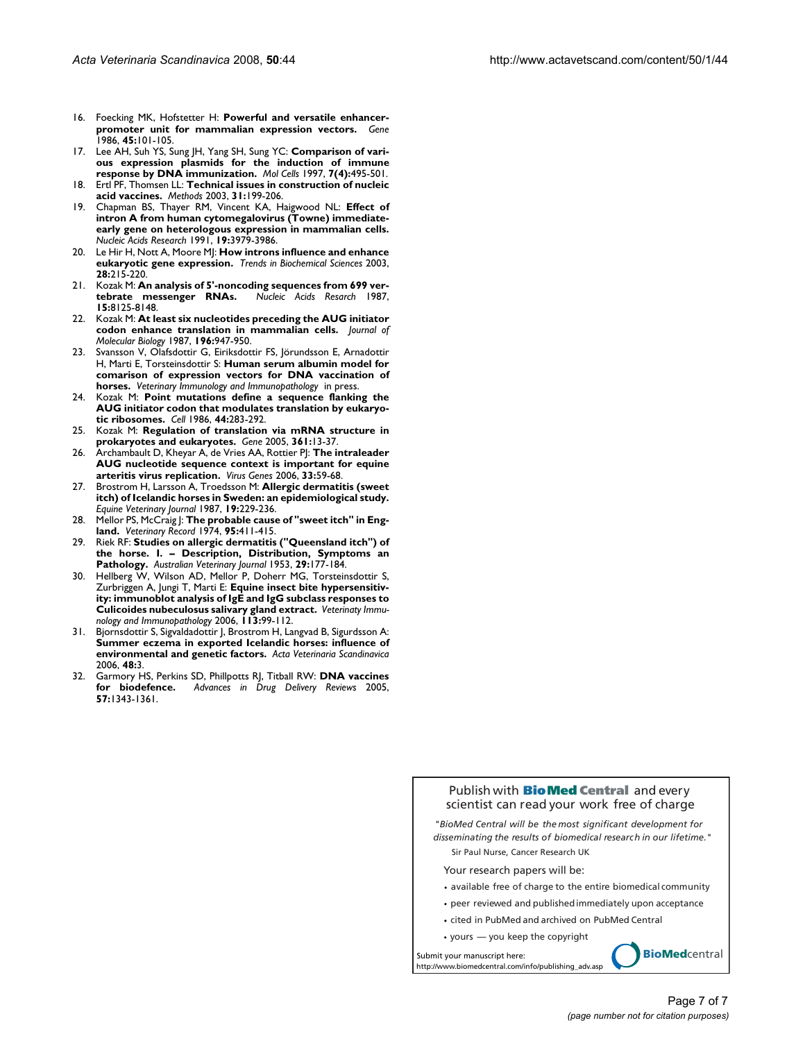16. Foecking MK, Hofstetter H: **Powerful and versatile enhancer-promoter unit for mammalian expression vectors.** *Gene* 1986, **45:**101-105.
17. Lee AH, Suh YS, Sung JH, Yang SH, Sung YC: **Comparison of various expression plasmids for the induction of immune response by DNA immunization.** *Mol Cells* 1997, **7(4):**495-501.
18. Ertl PF, Thomsen LL: **Technical issues in construction of nucleic acid vaccines.** *Methods* 2003, **31:**199-206.
19. Chapman BS, Thayer RM, Vincent KA, Haigwood NL: **Effect of intron A from human cytomegalovirus (Towne) immediate-early gene on heterologous expression in mammalian cells.** *Nucleic Acids Research* 1991, **19:**3979-3986.
20. Le Hir H, Nott A, Moore MJ: **How introns influence and enhance eukaryotic gene expression.** *Trends in Biochemical Sciences* 2003, **28:**215-220.
21. Kozak M: **An analysis of 5'-noncoding sequences from 699 vertebrate messenger RNAs.** *Nucleic Acids Research* 1987, **15:**8125-8148.
22. Kozak M: **At least six nucleotides preceding the AUG initiator codon enhance translation in mammalian cells.** *Journal of Molecular Biology* 1987, **196:**947-950.
23. Svansson V, Olafsdottir G, Eiriksdottir FS, Jörundsson E, Arnadottir H, Marti E, Torsteinsdottir S: **Human serum albumin model for comarison of expression vectors for DNA vaccination of horses.** *Veterinary Immunology and Immunopathology* in press.
24. Kozak M: **Point mutations define a sequence flanking the AUG initiator codon that modulates translation by eukaryotic ribosomes.** *Cell* 1986, **44:**283-292.
25. Kozak M: **Regulation of translation via mRNA structure in prokaryotes and eukaryotes.** *Gene* 2005, **361:**13-37.
26. Archambault D, Kheyar A, de Vries AA, Rottier PJ: **The intraleader AUG nucleotide sequence context is important for equine arteritis virus replication.** *Virus Genes* 2006, **33:**59-68.
27. Brostrom H, Larsson A, Troedsson M: **Allergic dermatitis (sweet itch) of Icelandic horses in Sweden: an epidemiological study.** *Equine Veterinary Journal* 1987, **19:**229-236.
28. Mellor PS, McCraig J: **The probable cause of "sweet itch" in England.** *Veterinary Record* 1974, **95:**411-415.
29. Riek RF: **Studies on allergic dermatitis ("Queensland itch") of the horse. I. – Description, Distribution, Symptoms an Pathology.** *Australian Veterinary Journal* 1953, **29:**177-184.
30. Hellberg W, Wilson AD, Mellor P, Doherr MG, Torsteinsdottir S, Zurbriggen A, Jungi T, Marti E: **Equine insect bite hypersensitivity: immunoblot analysis of IgE and IgG subclass responses to Culicoides nubeculosus salivary gland extract.** *Veterinaty Immunology and Immunopathology* 2006, **113:**99-112.
31. Bjornsdottir S, Sigvaldadottir J, Brostrom H, Langvad B, Sigurdsson A: **Summer eczema in exported Icelandic horses: influence of environmental and genetic factors.** *Acta Veterinaria Scandinavica* 2006, **48:**3.
32. Garmory HS, Perkins SD, Phillpotts RJ, Titball RW: **DNA vaccines for biodefence.** *Advances in Drug Delivery Reviews* 2005, **57:**1343-1361.